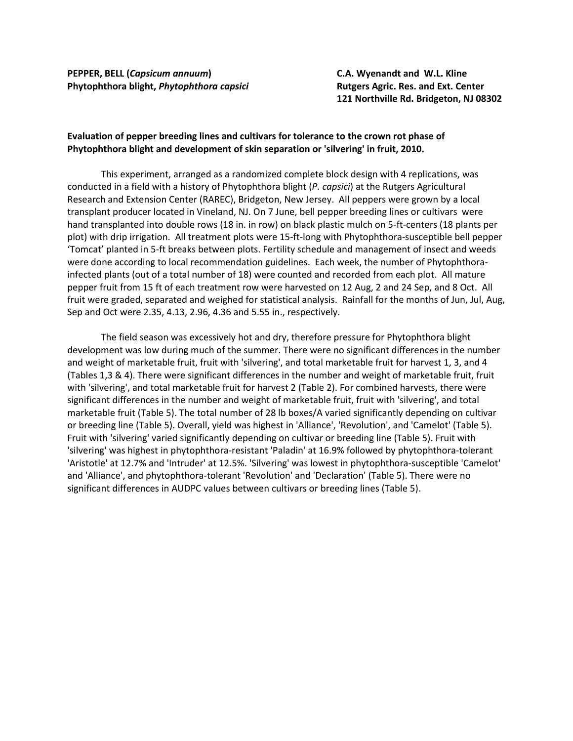**PEPPER, BELL (*Capsicum annuum*)**
**Phytophthora blight, *Phytophthora capsici***

**C.A. Wyenandt and W.L. Kline**
**Rutgers Agric. Res. and Ext. Center**
**121 Northville Rd. Bridgeton, NJ 08302**

**Evaluation of pepper breeding lines and cultivars for tolerance to the crown rot phase of Phytophthora blight and development of skin separation or 'silvering' in fruit, 2010.**

This experiment, arranged as a randomized complete block design with 4 replications, was conducted in a field with a history of Phytophthora blight (*P. capsici*) at the Rutgers Agricultural Research and Extension Center (RAREC), Bridgeton, New Jersey. All peppers were grown by a local transplant producer located in Vineland, NJ. On 7 June, bell pepper breeding lines or cultivars were hand transplanted into double rows (18 in. in row) on black plastic mulch on 5-ft-centers (18 plants per plot) with drip irrigation. All treatment plots were 15-ft-long with Phytophthora-susceptible bell pepper 'Tomcat' planted in 5-ft breaks between plots. Fertility schedule and management of insect and weeds were done according to local recommendation guidelines. Each week, the number of Phytophthora-infected plants (out of a total number of 18) were counted and recorded from each plot. All mature pepper fruit from 15 ft of each treatment row were harvested on 12 Aug, 2 and 24 Sep, and 8 Oct. All fruit were graded, separated and weighed for statistical analysis. Rainfall for the months of Jun, Jul, Aug, Sep and Oct were 2.35, 4.13, 2.96, 4.36 and 5.55 in., respectively.

The field season was excessively hot and dry, therefore pressure for Phytophthora blight development was low during much of the summer. There were no significant differences in the number and weight of marketable fruit, fruit with 'silvering', and total marketable fruit for harvest 1, 3, and 4 (Tables 1,3 & 4). There were significant differences in the number and weight of marketable fruit, fruit with 'silvering', and total marketable fruit for harvest 2 (Table 2). For combined harvests, there were significant differences in the number and weight of marketable fruit, fruit with 'silvering', and total marketable fruit (Table 5). The total number of 28 lb boxes/A varied significantly depending on cultivar or breeding line (Table 5). Overall, yield was highest in 'Alliance', 'Revolution', and 'Camelot' (Table 5). Fruit with 'silvering' varied significantly depending on cultivar or breeding line (Table 5). Fruit with 'silvering' was highest in phytophthora-resistant 'Paladin' at 16.9% followed by phytophthora-tolerant 'Aristotle' at 12.7% and 'Intruder' at 12.5%. 'Silvering' was lowest in phytophthora-susceptible 'Camelot' and 'Alliance', and phytophthora-tolerant 'Revolution' and 'Declaration' (Table 5). There were no significant differences in AUDPC values between cultivars or breeding lines (Table 5).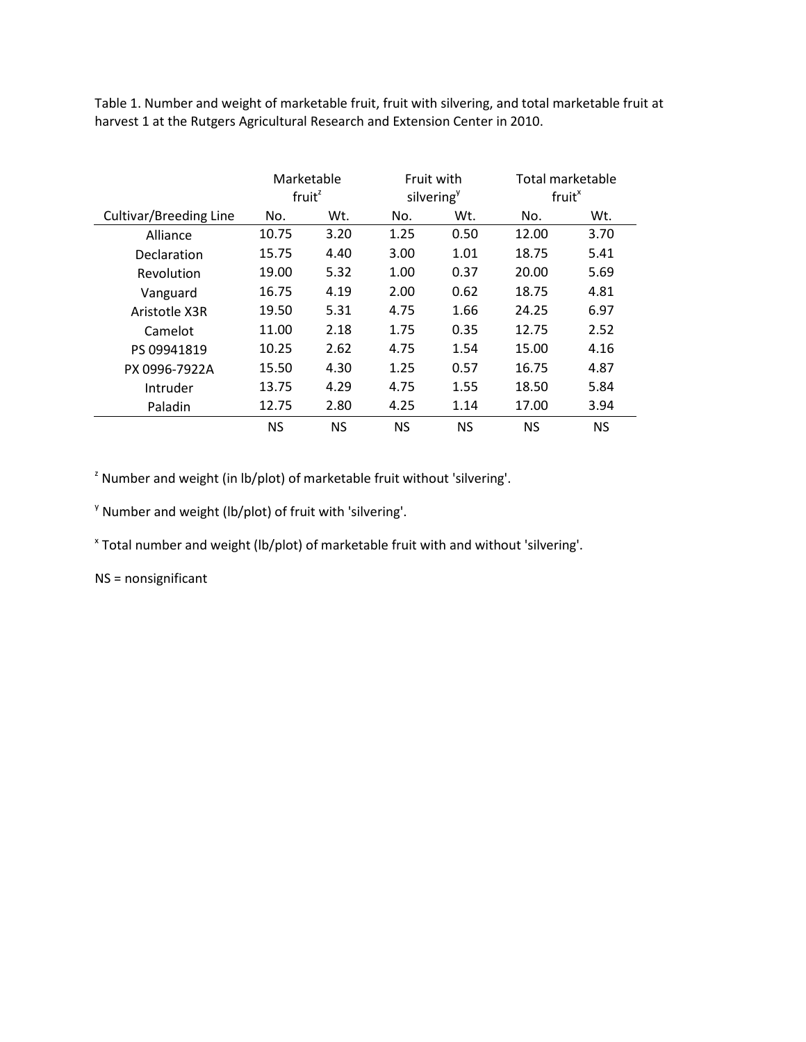Table 1. Number and weight of marketable fruit, fruit with silvering, and total marketable fruit at harvest 1 at the Rutgers Agricultural Research and Extension Center in 2010.

| | Marketable fruit[z] | | Fruit with silvering[y] | | Total marketable fruit[x] | |
|---|---|---|---|---|---|---|
| Cultivar/Breeding Line | No. | Wt. | No. | Wt. | No. | Wt. |
| Alliance | 10.75 | 3.20 | 1.25 | 0.50 | 12.00 | 3.70 |
| Declaration | 15.75 | 4.40 | 3.00 | 1.01 | 18.75 | 5.41 |
| Revolution | 19.00 | 5.32 | 1.00 | 0.37 | 20.00 | 5.69 |
| Vanguard | 16.75 | 4.19 | 2.00 | 0.62 | 18.75 | 4.81 |
| Aristotle X3R | 19.50 | 5.31 | 4.75 | 1.66 | 24.25 | 6.97 |
| Camelot | 11.00 | 2.18 | 1.75 | 0.35 | 12.75 | 2.52 |
| PS 09941819 | 10.25 | 2.62 | 4.75 | 1.54 | 15.00 | 4.16 |
| PX 0996-7922A | 15.50 | 4.30 | 1.25 | 0.57 | 16.75 | 4.87 |
| Intruder | 13.75 | 4.29 | 4.75 | 1.55 | 18.50 | 5.84 |
| Paladin | 12.75 | 2.80 | 4.25 | 1.14 | 17.00 | 3.94 |
| | NS | NS | NS | NS | NS | NS |

[z] Number and weight (in lb/plot) of marketable fruit without 'silvering'.

[y] Number and weight (lb/plot) of fruit with 'silvering'.

[x] Total number and weight (lb/plot) of marketable fruit with and without 'silvering'.

NS = nonsignificant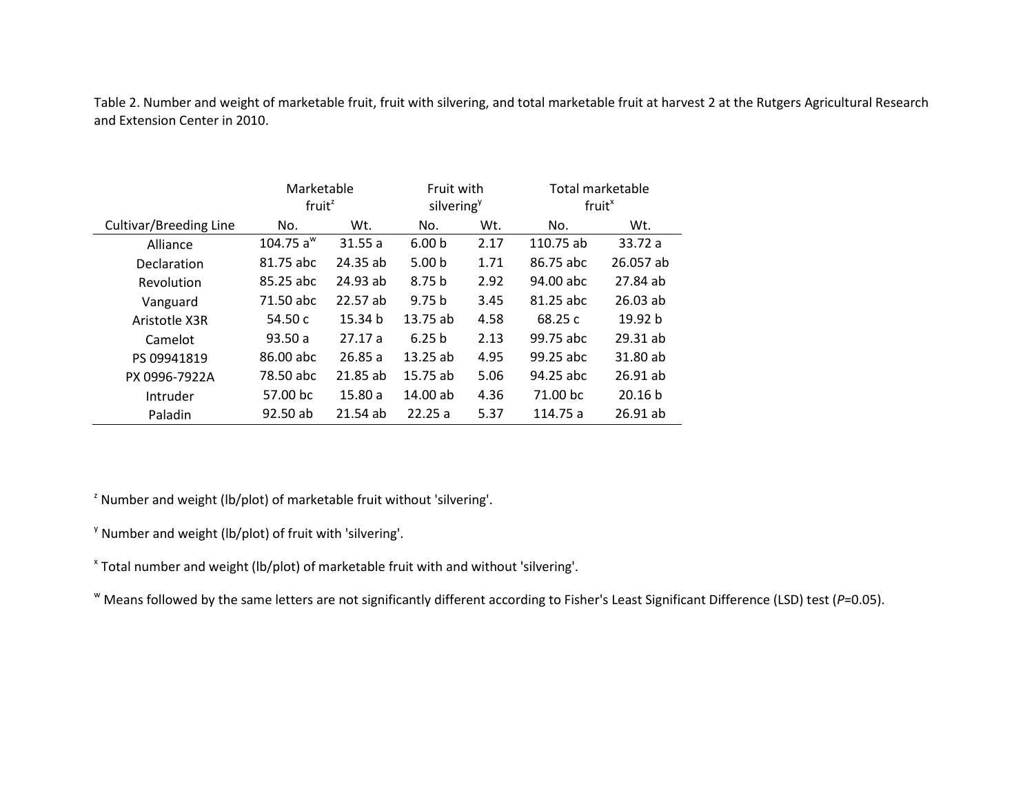Table 2. Number and weight of marketable fruit, fruit with silvering, and total marketable fruit at harvest 2 at the Rutgers Agricultural Research and Extension Center in 2010.

| | Marketable fruit[z] | | Fruit with silvering[y] | | Total marketable fruit[x] | |
|---|---|---|---|---|---|---|
| Cultivar/Breeding Line | No. | Wt. | No. | Wt. | No. | Wt. |
| Alliance | 104.75 a[w] | 31.55 a | 6.00 b | 2.17 | 110.75 ab | 33.72 a |
| Declaration | 81.75 abc | 24.35 ab | 5.00 b | 1.71 | 86.75 abc | 26.057 ab |
| Revolution | 85.25 abc | 24.93 ab | 8.75 b | 2.92 | 94.00 abc | 27.84 ab |
| Vanguard | 71.50 abc | 22.57 ab | 9.75 b | 3.45 | 81.25 abc | 26.03 ab |
| Aristotle X3R | 54.50 c | 15.34 b | 13.75 ab | 4.58 | 68.25 c | 19.92 b |
| Camelot | 93.50 a | 27.17 a | 6.25 b | 2.13 | 99.75 abc | 29.31 ab |
| PS 09941819 | 86.00 abc | 26.85 a | 13.25 ab | 4.95 | 99.25 abc | 31.80 ab |
| PX 0996-7922A | 78.50 abc | 21.85 ab | 15.75 ab | 5.06 | 94.25 abc | 26.91 ab |
| Intruder | 57.00 bc | 15.80 a | 14.00 ab | 4.36 | 71.00 bc | 20.16 b |
| Paladin | 92.50 ab | 21.54 ab | 22.25 a | 5.37 | 114.75 a | 26.91 ab |

[z] Number and weight (lb/plot) of marketable fruit without 'silvering'.

[y] Number and weight (lb/plot) of fruit with 'silvering'.

[x] Total number and weight (lb/plot) of marketable fruit with and without 'silvering'.

[w] Means followed by the same letters are not significantly different according to Fisher's Least Significant Difference (LSD) test (*P*=0.05).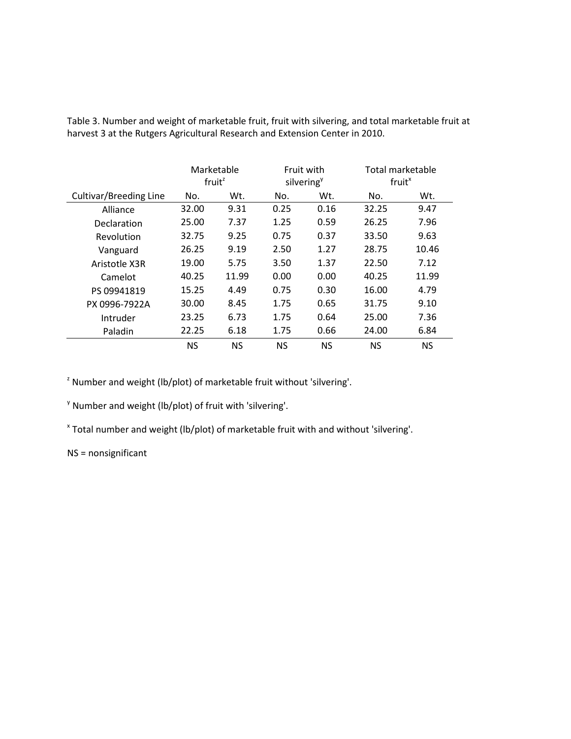Table 3. Number and weight of marketable fruit, fruit with silvering, and total marketable fruit at harvest 3 at the Rutgers Agricultural Research and Extension Center in 2010.

| | Marketable fruit[z] | | Fruit with silvering[y] | | Total marketable fruit[x] | |
|---|---|---|---|---|---|---|
| Cultivar/Breeding Line | No. | Wt. | No. | Wt. | No. | Wt. |
| Alliance | 32.00 | 9.31 | 0.25 | 0.16 | 32.25 | 9.47 |
| Declaration | 25.00 | 7.37 | 1.25 | 0.59 | 26.25 | 7.96 |
| Revolution | 32.75 | 9.25 | 0.75 | 0.37 | 33.50 | 9.63 |
| Vanguard | 26.25 | 9.19 | 2.50 | 1.27 | 28.75 | 10.46 |
| Aristotle X3R | 19.00 | 5.75 | 3.50 | 1.37 | 22.50 | 7.12 |
| Camelot | 40.25 | 11.99 | 0.00 | 0.00 | 40.25 | 11.99 |
| PS 09941819 | 15.25 | 4.49 | 0.75 | 0.30 | 16.00 | 4.79 |
| PX 0996-7922A | 30.00 | 8.45 | 1.75 | 0.65 | 31.75 | 9.10 |
| Intruder | 23.25 | 6.73 | 1.75 | 0.64 | 25.00 | 7.36 |
| Paladin | 22.25 | 6.18 | 1.75 | 0.66 | 24.00 | 6.84 |
| | NS | NS | NS | NS | NS | NS |

[z] Number and weight (lb/plot) of marketable fruit without 'silvering'.

[y] Number and weight (lb/plot) of fruit with 'silvering'.

[x] Total number and weight (lb/plot) of marketable fruit with and without 'silvering'.

NS = nonsignificant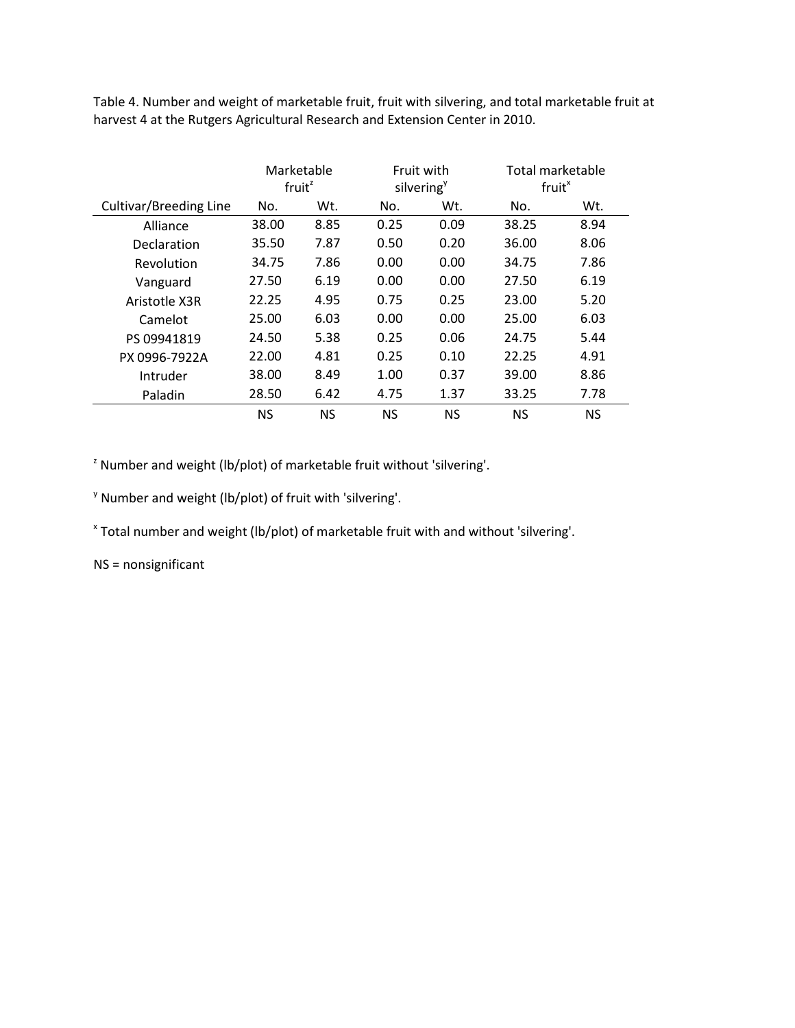Table 4. Number and weight of marketable fruit, fruit with silvering, and total marketable fruit at harvest 4 at the Rutgers Agricultural Research and Extension Center in 2010.

| | Marketable fruit[z] | | Fruit with silvering[y] | | Total marketable fruit[x] | |
|---|---|---|---|---|---|---|
| Cultivar/Breeding Line | No. | Wt. | No. | Wt. | No. | Wt. |
| Alliance | 38.00 | 8.85 | 0.25 | 0.09 | 38.25 | 8.94 |
| Declaration | 35.50 | 7.87 | 0.50 | 0.20 | 36.00 | 8.06 |
| Revolution | 34.75 | 7.86 | 0.00 | 0.00 | 34.75 | 7.86 |
| Vanguard | 27.50 | 6.19 | 0.00 | 0.00 | 27.50 | 6.19 |
| Aristotle X3R | 22.25 | 4.95 | 0.75 | 0.25 | 23.00 | 5.20 |
| Camelot | 25.00 | 6.03 | 0.00 | 0.00 | 25.00 | 6.03 |
| PS 09941819 | 24.50 | 5.38 | 0.25 | 0.06 | 24.75 | 5.44 |
| PX 0996-7922A | 22.00 | 4.81 | 0.25 | 0.10 | 22.25 | 4.91 |
| Intruder | 38.00 | 8.49 | 1.00 | 0.37 | 39.00 | 8.86 |
| Paladin | 28.50 | 6.42 | 4.75 | 1.37 | 33.25 | 7.78 |
| | NS | NS | NS | NS | NS | NS |

[z] Number and weight (lb/plot) of marketable fruit without 'silvering'.

[y] Number and weight (lb/plot) of fruit with 'silvering'.

[x] Total number and weight (lb/plot) of marketable fruit with and without 'silvering'.

NS = nonsignificant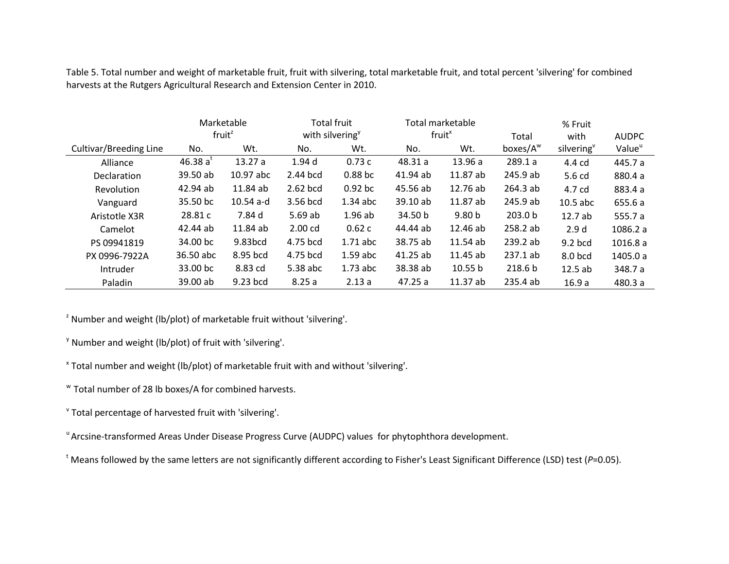Table 5. Total number and weight of marketable fruit, fruit with silvering, total marketable fruit, and total percent 'silvering' for combined harvests at the Rutgers Agricultural Research and Extension Center in 2010.

| Cultivar/Breeding Line | Marketable fruit[z] | | Total fruit with silvering[y] | | Total marketable fruit[x] | | Total boxes/A[w] | % Fruit with silvering[v] | AUDPC Value[u] |
|---|---|---|---|---|---|---|---|---|---|
| | No. | Wt. | No. | Wt. | No. | Wt. | | | |
| Alliance | 46.38 a[t] | 13.27 a | 1.94 d | 0.73 c | 48.31 a | 13.96 a | 289.1 a | 4.4 cd | 445.7 a |
| Declaration | 39.50 ab | 10.97 abc | 2.44 bcd | 0.88 bc | 41.94 ab | 11.87 ab | 245.9 ab | 5.6 cd | 880.4 a |
| Revolution | 42.94 ab | 11.84 ab | 2.62 bcd | 0.92 bc | 45.56 ab | 12.76 ab | 264.3 ab | 4.7 cd | 883.4 a |
| Vanguard | 35.50 bc | 10.54 a-d | 3.56 bcd | 1.34 abc | 39.10 ab | 11.87 ab | 245.9 ab | 10.5 abc | 655.6 a |
| Aristotle X3R | 28.81 c | 7.84 d | 5.69 ab | 1.96 ab | 34.50 b | 9.80 b | 203.0 b | 12.7 ab | 555.7 a |
| Camelot | 42.44 ab | 11.84 ab | 2.00 cd | 0.62 c | 44.44 ab | 12.46 ab | 258.2 ab | 2.9 d | 1086.2 a |
| PS 09941819 | 34.00 bc | 9.83bcd | 4.75 bcd | 1.71 abc | 38.75 ab | 11.54 ab | 239.2 ab | 9.2 bcd | 1016.8 a |
| PX 0996-7922A | 36.50 abc | 8.95 bcd | 4.75 bcd | 1.59 abc | 41.25 ab | 11.45 ab | 237.1 ab | 8.0 bcd | 1405.0 a |
| Intruder | 33.00 bc | 8.83 cd | 5.38 abc | 1.73 abc | 38.38 ab | 10.55 b | 218.6 b | 12.5 ab | 348.7 a |
| Paladin | 39.00 ab | 9.23 bcd | 8.25 a | 2.13 a | 47.25 a | 11.37 ab | 235.4 ab | 16.9 a | 480.3 a |

[z] Number and weight (lb/plot) of marketable fruit without 'silvering'.

[y] Number and weight (lb/plot) of fruit with 'silvering'.

[x] Total number and weight (lb/plot) of marketable fruit with and without 'silvering'.

[w] Total number of 28 lb boxes/A for combined harvests.

[v] Total percentage of harvested fruit with 'silvering'.

[u] Arcsine-transformed Areas Under Disease Progress Curve (AUDPC) values for phytophthora development.

[t] Means followed by the same letters are not significantly different according to Fisher's Least Significant Difference (LSD) test (*P*=0.05).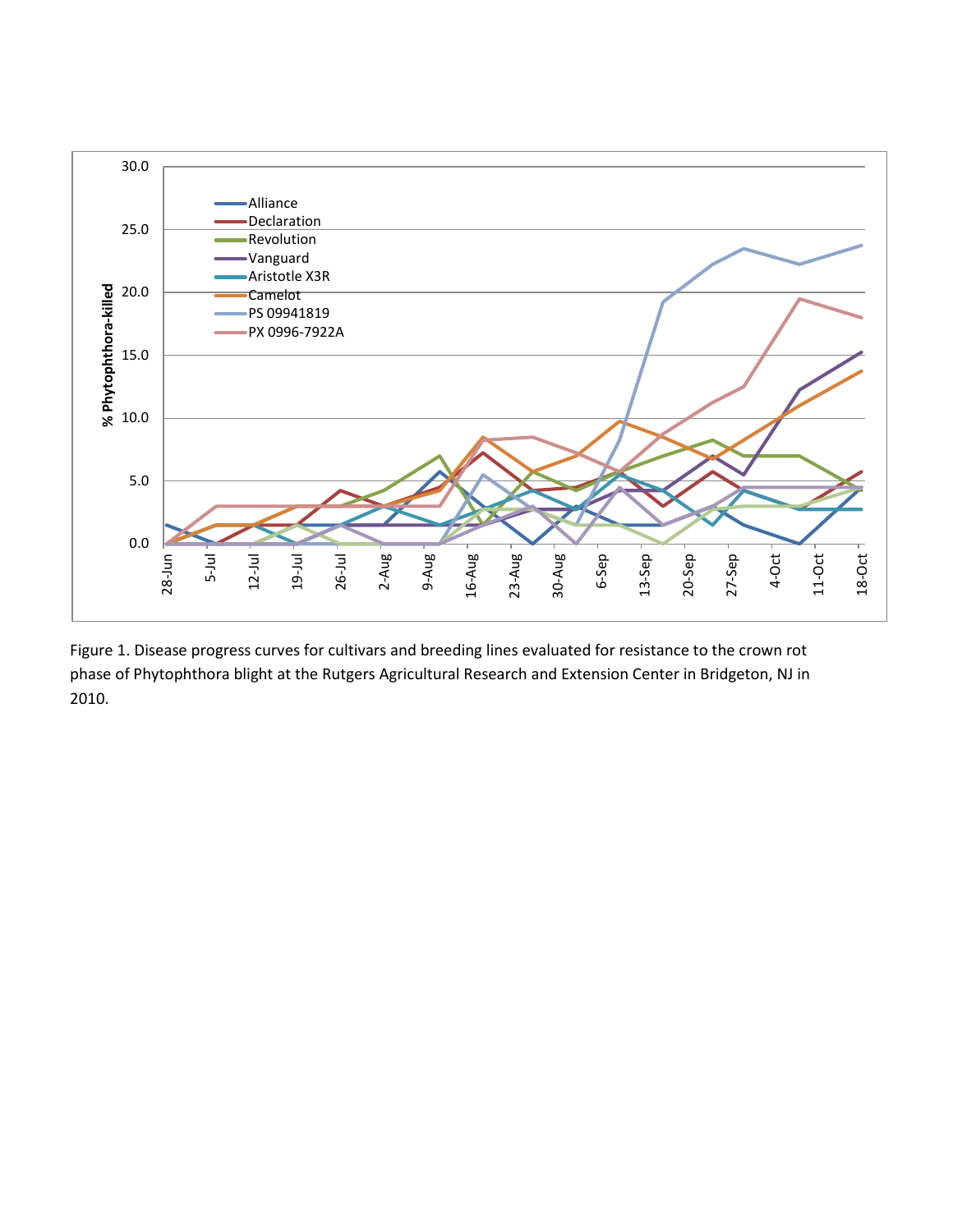30.0
25.0
20.0
15.0
10.0
5.0
0.0

% Phytophthora-killed

Alliance
Declaration
Revolution
Vanguard
Aristotle X3R
Camelot
PS 09941819
PX 0996-7922A

28-Jun
5-Jul
12-Jul
19-Jul
26-Jul
2-Aug
9-Aug
16-Aug
23-Aug
30-Aug
6-Sep
13-Sep
20-Sep
27-Sep
4-Oct
11-Oct
18-Oct

Figure 1. Disease progress curves for cultivars and breeding lines evaluated for resistance to the crown rot phase of Phytophthora blight at the Rutgers Agricultural Research and Extension Center in Bridgeton, NJ in 2010.